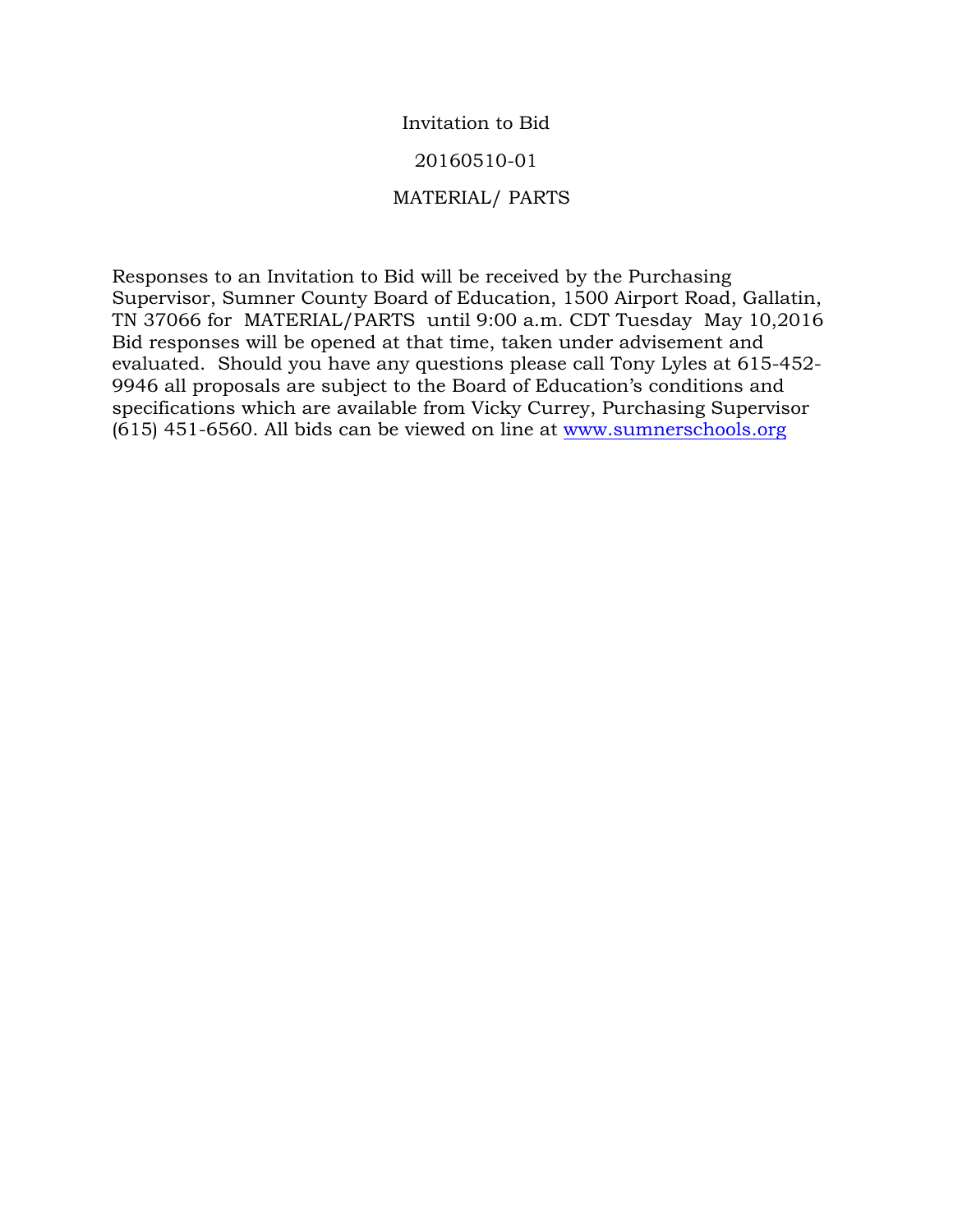# Invitation to Bid

## 20160510-01

## MATERIAL/ PARTS

Responses to an Invitation to Bid will be received by the Purchasing Supervisor, Sumner County Board of Education, 1500 Airport Road, Gallatin, TN 37066 for MATERIAL/PARTS until 9:00 a.m. CDT Tuesday May 10,2016 Bid responses will be opened at that time, taken under advisement and evaluated. Should you have any questions please call Tony Lyles at 615-452-9946 all proposals are subject to the Board of Education's conditions and specifications which are available from Vicky Currey, Purchasing Supervisor (615) 451-6560. All bids can be viewed on line at [www.sumnerschools.org](http://www.sumnerschools.org)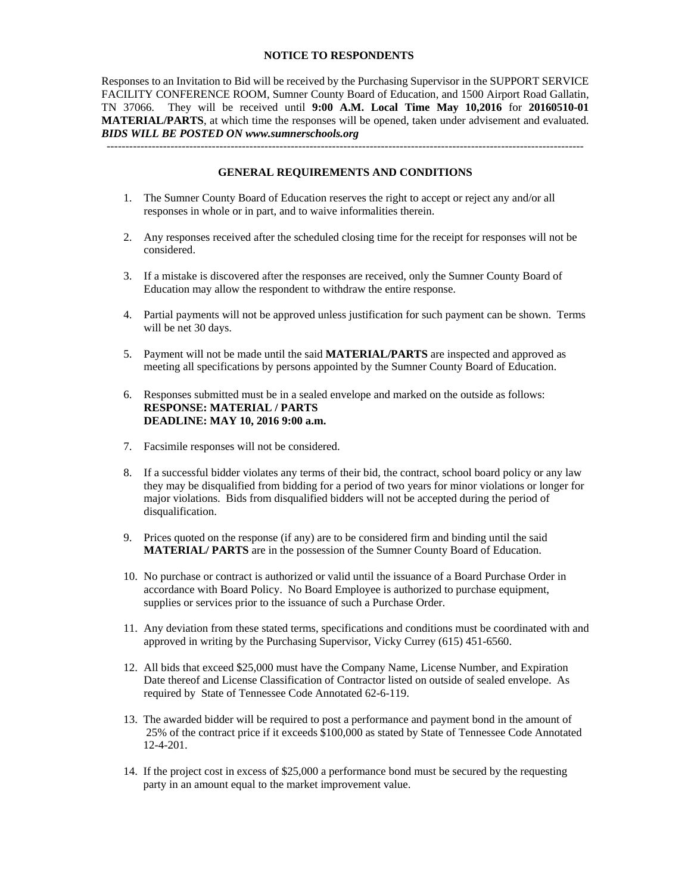**NOTICE TO RESPONDENTS**

Responses to an Invitation to Bid will be received by the Purchasing Supervisor in the SUPPORT SERVICE FACILITY CONFERENCE ROOM, Sumner County Board of Education, and 1500 Airport Road Gallatin, TN 37066. They will be received until **9:00 A.M. Local Time May 10,2016** for **20160510-01 MATERIAL/PARTS**, at which time the responses will be opened, taken under advisement and evaluated. ***BIDS WILL BE POSTED ON www.sumnerschools.org***

---

**GENERAL REQUIREMENTS AND CONDITIONS**

1. The Sumner County Board of Education reserves the right to accept or reject any and/or all responses in whole or in part, and to waive informalities therein.

2. Any responses received after the scheduled closing time for the receipt for responses will not be considered.

3. If a mistake is discovered after the responses are received, only the Sumner County Board of Education may allow the respondent to withdraw the entire response.

4. Partial payments will not be approved unless justification for such payment can be shown. Terms will be net 30 days.

5. Payment will not be made until the said **MATERIAL/PARTS** are inspected and approved as meeting all specifications by persons appointed by the Sumner County Board of Education.

6. Responses submitted must be in a sealed envelope and marked on the outside as follows:
   **RESPONSE: MATERIAL / PARTS**
   **DEADLINE: MAY 10, 2016 9:00 a.m.**

7. Facsimile responses will not be considered.

8. If a successful bidder violates any terms of their bid, the contract, school board policy or any law they may be disqualified from bidding for a period of two years for minor violations or longer for major violations. Bids from disqualified bidders will not be accepted during the period of disqualification.

9. Prices quoted on the response (if any) are to be considered firm and binding until the said **MATERIAL/ PARTS** are in the possession of the Sumner County Board of Education.

10. No purchase or contract is authorized or valid until the issuance of a Board Purchase Order in accordance with Board Policy. No Board Employee is authorized to purchase equipment, supplies or services prior to the issuance of such a Purchase Order.

11. Any deviation from these stated terms, specifications and conditions must be coordinated with and approved in writing by the Purchasing Supervisor, Vicky Currey (615) 451-6560.

12. All bids that exceed $25,000 must have the Company Name, License Number, and Expiration Date thereof and License Classification of Contractor listed on outside of sealed envelope. As required by State of Tennessee Code Annotated 62-6-119.

13. The awarded bidder will be required to post a performance and payment bond in the amount of 25% of the contract price if it exceeds $100,000 as stated by State of Tennessee Code Annotated 12-4-201.

14. If the project cost in excess of $25,000 a performance bond must be secured by the requesting party in an amount equal to the market improvement value.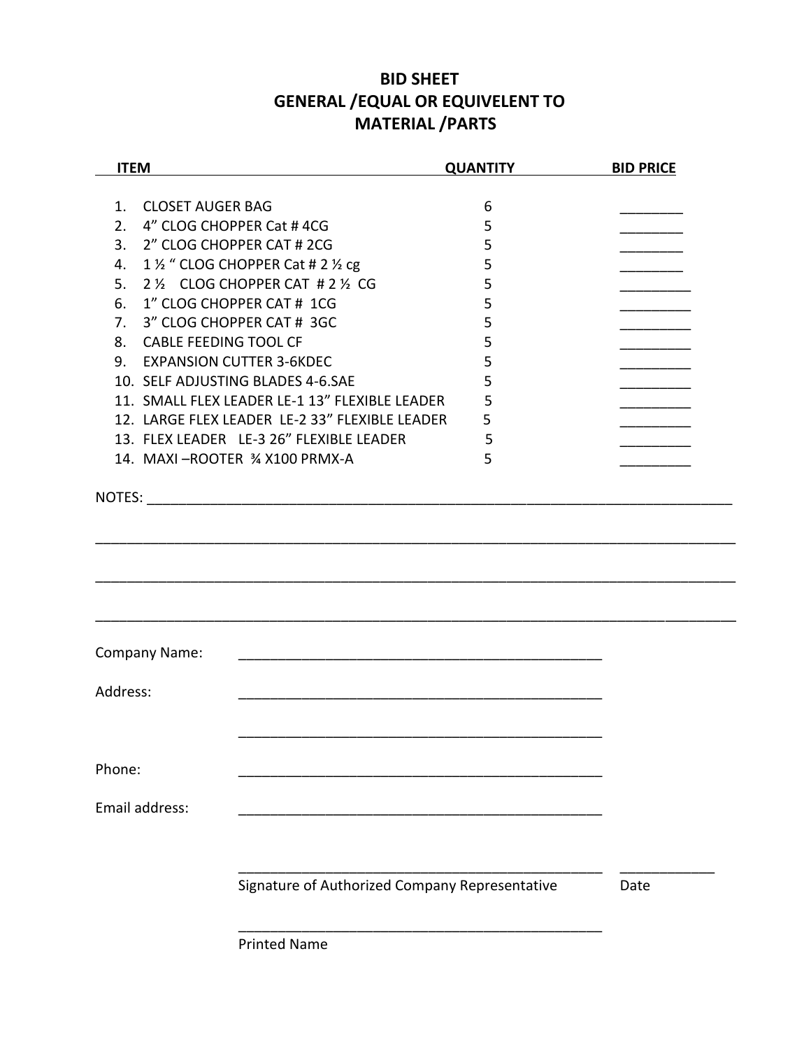# BID SHEET
# GENERAL /EQUAL OR EQUIVELENT TO
# MATERIAL /PARTS

| ITEM | QUANTITY | BID PRICE |
|---|---|---|
| 1. CLOSET AUGER BAG | 6 | ________ |
| 2. 4" CLOG CHOPPER Cat # 4CG | 5 | ________ |
| 3. 2" CLOG CHOPPER CAT # 2CG | 5 | ________ |
| 4. 1 ½ " CLOG CHOPPER Cat # 2 ½ cg | 5 | ________ |
| 5. 2 ½ CLOG CHOPPER CAT # 2 ½ CG | 5 | ________ |
| 6. 1" CLOG CHOPPER CAT # 1CG | 5 | ________ |
| 7. 3" CLOG CHOPPER CAT # 3GC | 5 | ________ |
| 8. CABLE FEEDING TOOL CF | 5 | ________ |
| 9. EXPANSION CUTTER 3-6KDEC | 5 | ________ |
| 10. SELF ADJUSTING BLADES 4-6.SAE | 5 | ________ |
| 11. SMALL FLEX LEADER LE-1 13" FLEXIBLE LEADER | 5 | ________ |
| 12. LARGE FLEX LEADER LE-2 33" FLEXIBLE LEADER | 5 | ________ |
| 13. FLEX LEADER LE-3 26" FLEXIBLE LEADER | 5 | ________ |
| 14. MAXI –ROOTER ¾ X100 PRMX-A | 5 | ________ |

NOTES: ____________________________________________________________________________

______________________________________________________________________________________

______________________________________________________________________________________

______________________________________________________________________________________

Company Name: ______________________________________________

Address: ______________________________________________

______________________________________________

Phone: ______________________________________________

Email address: ______________________________________________

______________________________________________ ____________

Signature of Authorized Company Representative Date

______________________________________________

Printed Name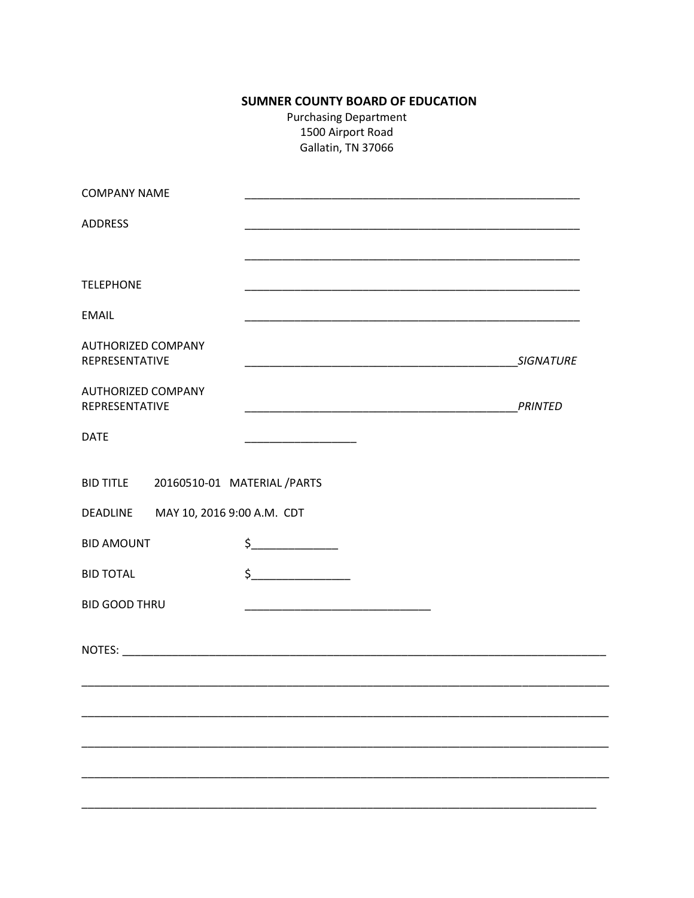**SUMNER COUNTY BOARD OF EDUCATION**

Purchasing Department
1500 Airport Road
Gallatin, TN 37066

COMPANY NAME ________________________________________________________

ADDRESS ________________________________________________________

________________________________________________________

TELEPHONE ________________________________________________________

EMAIL ________________________________________________________

AUTHORIZED COMPANY REPRESENTATIVE ______________________________________________*SIGNATURE*

AUTHORIZED COMPANY REPRESENTATIVE ______________________________________________*PRINTED*

DATE __________________

BID TITLE 20160510-01 MATERIAL /PARTS

DEADLINE MAY 10, 2016 9:00 A.M. CDT

BID AMOUNT $______________

BID TOTAL $________________

BID GOOD THRU ______________________________

NOTES: ________________________________________________________________________________

________________________________________________________________________________________

________________________________________________________________________________________

________________________________________________________________________________________

________________________________________________________________________________________

________________________________________________________________________________________